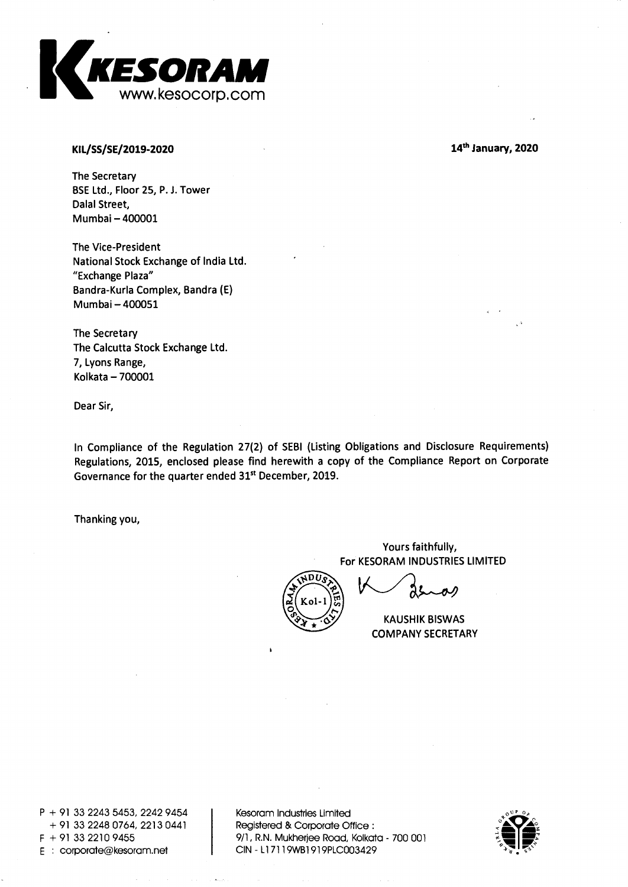**KESORAM**
www.kesocorp.com

**KIL/SS/SE/2019-2020** **14th January, 2020**

The Secretary
BSE Ltd., Floor 25, P. J. Tower
Dalal Street,
Mumbai – 400001

The Vice-President
National Stock Exchange of India Ltd.
"Exchange Plaza"
Bandra-Kurla Complex, Bandra (E)
Mumbai – 400051

The Secretary
The Calcutta Stock Exchange Ltd.
7, Lyons Range,
Kolkata – 700001

Dear Sir,

In Compliance of the Regulation 27(2) of SEBI (Listing Obligations and Disclosure Requirements) Regulations, 2015, enclosed please find herewith a copy of the Compliance Report on Corporate Governance for the quarter ended 31st December, 2019.

Thanking you,

Yours faithfully,
For KESORAM INDUSTRIES LIMITED

KAUSHIK BISWAS
COMPANY SECRETARY

P + 91 33 2243 5453, 2242 9454
+ 91 33 2248 0764, 2213 0441
F + 91 33 2210 9455
E : corporate@kesoram.net

Kesoram Industries Limited
Registered & Corporate Office :
9/1, R.N. Mukherjee Road, Kolkata - 700 001
CIN - L17119WB1919PLC003429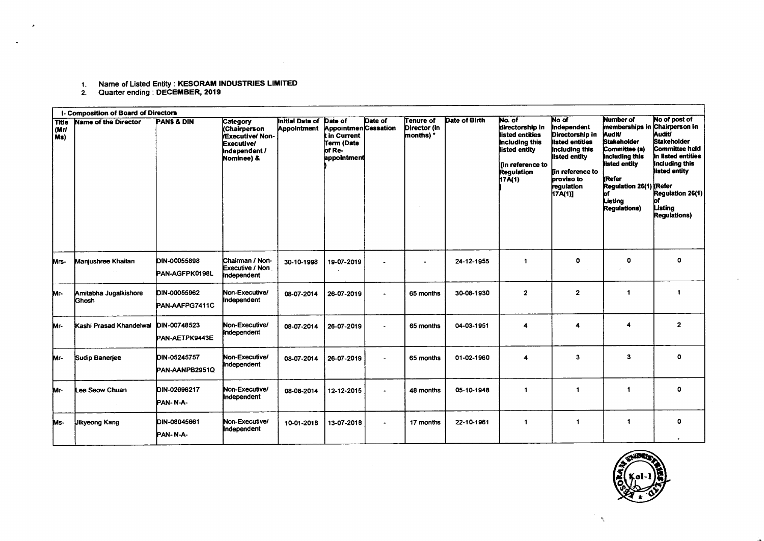1. Name of Listed Entity : **KESORAM INDUSTRIES LIMITED**
2. Quarter ending : **DECEMBER, 2019**

**I- Composition of Board of Directors**

| Title (Mr/ Ms) | Name of the Director | PAN$ & DIN | Category (Chairperson /Executive/ Non-Executive/ Independent / Nominee) & | Initial Date of Appointment | Date of Appointment in Current Term (Date of Re-appointment) | Date of Cessation | Tenure of Director (in months) * | Date of Birth | No. of directorship in listed entities including this listed entity [in reference to Regulation 17A(1)] | No of Independent Directorship in listed entities including this listed entity [in reference to proviso to regulation 17A(1)] | Number of memberships in Audit/ Stakeholder Committee (s) including this listed entity (Refer Regulation 26(1) of Listing Regulations) | No of post of Chairperson in Audit/ Stakeholder Committee held in listed entities including this listed entity (Refer Regulation 26(1) of Listing Regulations) |
|---|---|---|---|---|---|---|---|---|---|---|---|---|
| Mrs- | Manjushree Khaitan | DIN-00055898 PAN-AGFPK0198L | Chairman / Non-Executive / Non Independent | 30-10-1998 | 19-07-2019 | - | - | 24-12-1955 | 1 | 0 | 0 | 0 |
| Mr- | Amitabha Jugalkishore Ghosh | DIN-00055962 PAN-AAFPG7411C | Non-Executive/ Independent | 08-07-2014 | 26-07-2019 | - | 65 months | 30-08-1930 | 2 | 2 | 1 | 1 |
| Mr- | Kashi Prasad Khandelwal | DIN-00748523 PAN-AETPK9443E | Non-Executive/ Independent | 08-07-2014 | 26-07-2019 | - | 65 months | 04-03-1951 | 4 | 4 | 4 | 2 |
| Mr- | Sudip Banerjee | DIN-05245757 PAN-AANPB2951Q | Non-Executive/ Independent | 08-07-2014 | 26-07-2019 | - | 65 months | 01-02-1960 | 4 | 3 | 3 | 0 |
| Mr- | Lee Seow Chuan | DIN-02696217 PAN- N-A- | Non-Executive/ Independent | 08-08-2014 | 12-12-2015 | - | 48 months | 05-10-1948 | 1 | 1 | 1 | 0 |
| Ms- | Jikyeong Kang | DIN-08045661 PAN- N-A- | Non-Executive/ Independent | 10-01-2018 | 13-07-2018 | - | 17 months | 22-10-1961 | 1 | 1 | 1 | 0 |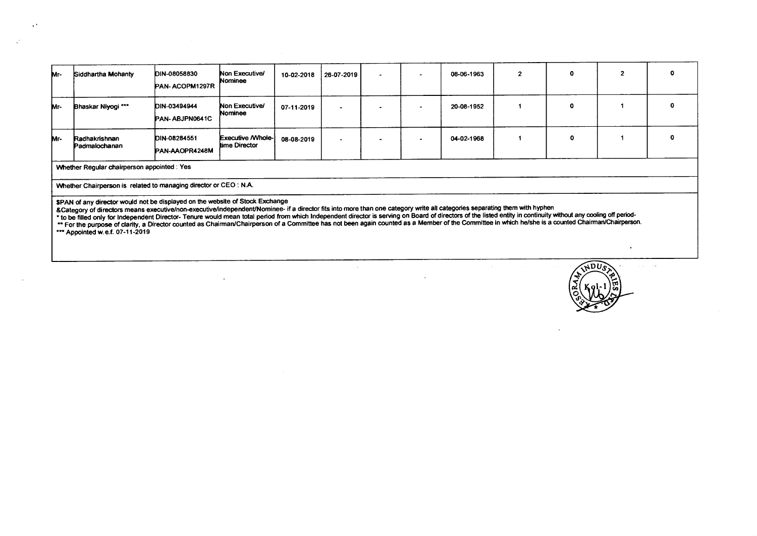| Mr- | Siddhartha Mohanty | DIN-08058830 PAN- ACOPM1297R | Non Executive/ Nominee | 10-02-2018 | 26-07-2019 | - | - | 08-06-1963 | 2 | 0 | 2 | 0 |
|---|---|---|---|---|---|---|---|---|---|---|---|---|
| Mr- | Bhaskar Niyogi *** | DIN-03494944 PAN- ABJPN0641C | Non Executive/ Nominee | 07-11-2019 | - | - | - | 20-08-1952 | 1 | 0 | 1 | 0 |
| Mr- | Radhakrishnan Padmalochanan | DIN-08284551 PAN-AAOPR4248M | Executive /Whole-time Director | 08-08-2019 | - | - | - | 04-02-1968 | 1 | 0 | 1 | 0 |

Whether Regular chairperson appointed : Yes

Whether Chairperson is related to managing director or CEO : N.A.

$PAN of any director would not be displayed on the website of Stock Exchange

&Category of directors means executive/non-executive/independent/Nominee- if a director fits into more than one category write all categories separating them with hyphen

* to be filled only for Independent Director- Tenure would mean total period from which Independent director is serving on Board of directors of the listed entity in continuity without any cooling off period-

** For the purpose of clarity, a Director counted as Chairman/Chairperson of a Committee has not been again counted as a Member of the Committee in which he/she is a counted Chairman/Chairperson.

*** Appointed w.e.f. 07-11-2019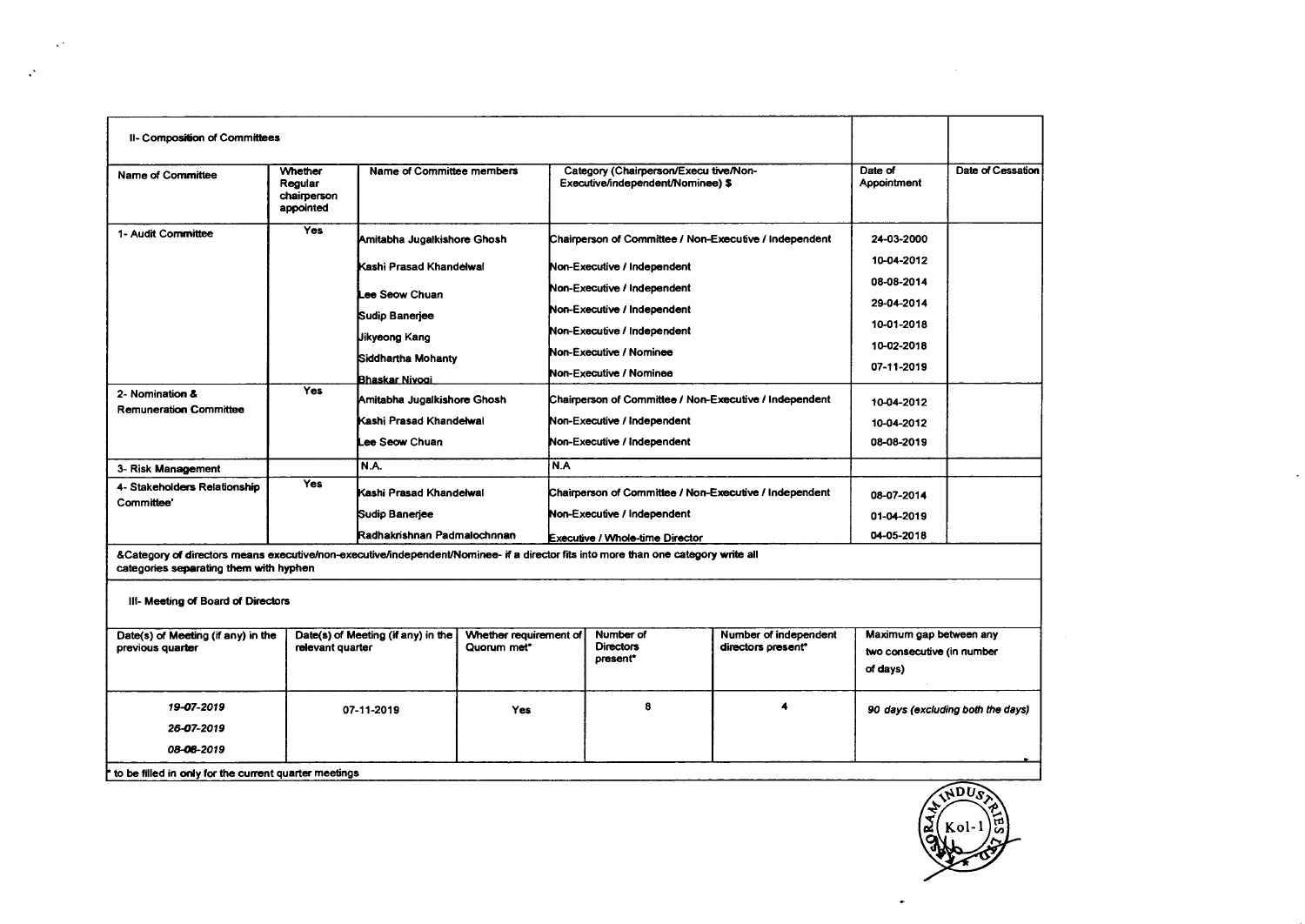## II- Composition of Committees

| Name of Committee | Whether Regular chairperson appointed | Name of Committee members | Category (Chairperson/Executive/Non-Executive/independent/Nominee) $ | Date of Appointment | Date of Cessation |
|---|---|---|---|---|---|
| 1- Audit Committee | Yes | Amitabha Jugalkishore Ghosh | Chairperson of Committee / Non-Executive / Independent | 24-03-2000 | |
| | | Kashi Prasad Khandelwal | Non-Executive / Independent | 10-04-2012 | |
| | | Lee Seow Chuan | Non-Executive / Independent | 08-08-2014 | |
| | | Sudip Banerjee | Non-Executive / Independent | 29-04-2014 | |
| | | Jikyeong Kang | Non-Executive / Independent | 10-01-2018 | |
| | | Siddhartha Mohanty | Non-Executive / Nominee | 10-02-2018 | |
| | | Bhaskar Niyogi | Non-Executive / Nominee | 07-11-2019 | |
| 2- Nomination & Remuneration Committee | Yes | Amitabha Jugalkishore Ghosh | Chairperson of Committee / Non-Executive / Independent | 10-04-2012 | |
| | | Kashi Prasad Khandelwal | Non-Executive / Independent | 10-04-2012 | |
| | | Lee Seow Chuan | Non-Executive / Independent | 08-08-2019 | |
| 3- Risk Management | | N.A. | N.A | | |
| 4- Stakeholders Relationship Committee' | Yes | Kashi Prasad Khandelwal | Chairperson of Committee / Non-Executive / Independent | 08-07-2014 | |
| | | Sudip Banerjee | Non-Executive / Independent | 01-04-2019 | |
| | | Radhakrishnan Padmalochnnan | Executive / Whole-time Director | 04-05-2018 | |

&Category of directors means executive/non-executive/independent/Nominee- if a director fits into more than one category write all categories separating them with hyphen

## III- Meeting of Board of Directors

| Date(s) of Meeting (if any) in the previous quarter | Date(s) of Meeting (if any) in the relevant quarter | Whether requirement of Quorum met* | Number of Directors present* | Number of independent directors present* | Maximum gap between any two consecutive (in number of days) |
|---|---|---|---|---|---|
| *19-07-2019* | 07-11-2019 | Yes | 8 | 4 | *90 days (excluding both the days)* |
| *26-07-2019* | | | | | |
| *08-08-2019* | | | | | |

* to be filled in only for the current quarter meetings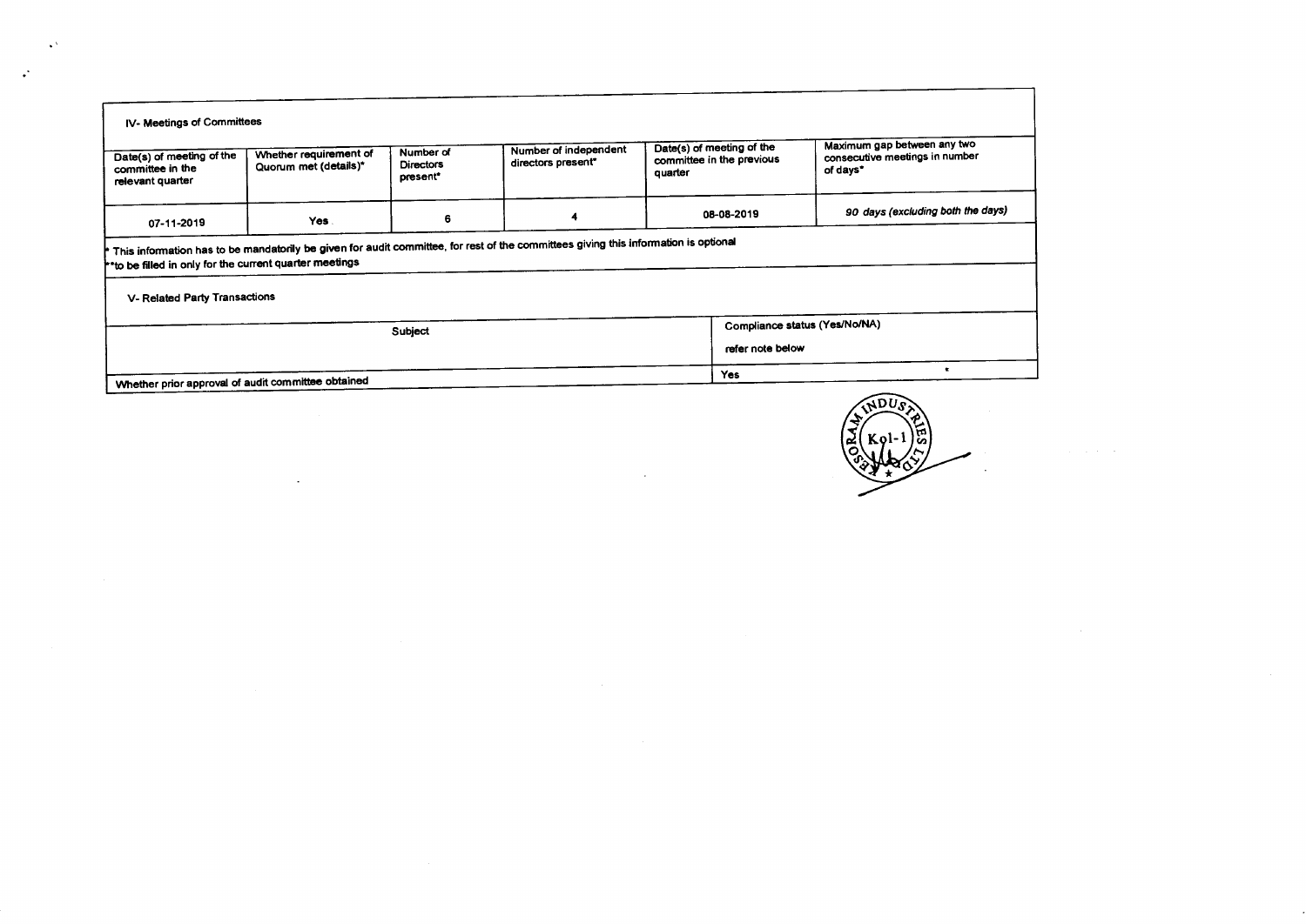### IV- Meetings of Committees

| Date(s) of meeting of the committee in the relevant quarter | Whether requirement of Quorum met (details)* | Number of Directors present* | Number of independent directors present* | Date(s) of meeting of the committee in the previous quarter | Maximum gap between any two consecutive meetings in number of days* |
|---|---|---|---|---|---|
| 07-11-2019 | Yes | 6 | 4 | 08-08-2019 | *90 days (excluding both the days)* |

* This information has to be mandatorily be given for audit committee, for rest of the committees giving this information is optional

**to be filled in only for the current quarter meetings

### V- Related Party Transactions

| Subject | Compliance status (Yes/No/NA) |
|---|---|
| | refer note below |
| Whether prior approval of audit committee obtained | Yes |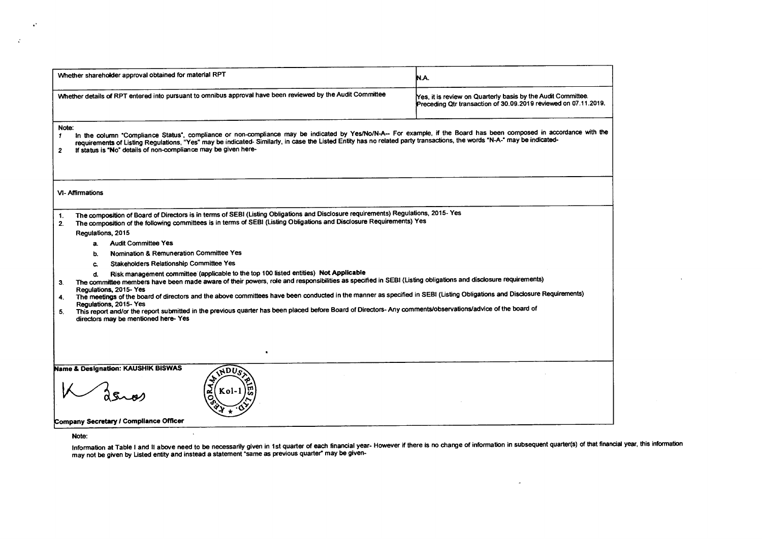| | |
|---|---|
| Whether shareholder approval obtained for material RPT | N.A. |
| Whether details of RPT entered into pursuant to omnibus approval have been reviewed by the Audit Committee | Yes, it is review on Quarterly basis by the Audit Committee. Preceding Qtr transaction of 30.09.2019 reviewed on 07.11.2019. |

Note:

1. In the column "Compliance Status", compliance or non-compliance may be indicated by Yes/No/N-A-- For example, if the Board has been composed in accordance with the requirements of Listing Regulations, "Yes" may be indicated- Similarly, in case the Listed Entity has no related party transactions, the words "N-A-" may be indicated-
2. If status is "No" details of non-compliance may be given here-

VI- Affirmations

1. The composition of Board of Directors is in terms of SEBI (Listing Obligations and Disclosure requirements) Regulations, 2015- Yes
2. The composition of the following committees is in terms of SEBI (Listing Obligations and Disclosure Requirements) Yes Regulations, 2015
   a. **Audit Committee Yes**
   b. **Nomination & Remuneration Committee Yes**
   c. **Stakeholders Relationship Committee Yes**
   d. Risk management committee (applicable to the top 100 listed entities) **Not Applicable**
3. The committee members have been made aware of their powers, role and responsibilities as specified in SEBI (Listing obligations and disclosure requirements) Regulations, 2015- Yes
4. The meetings of the board of directors and the above committees have been conducted in the manner as specified in SEBI (Listing Obligations and Disclosure Requirements) Regulations, 2015- Yes
5. This report and/or the report submitted in the previous quarter has been placed before Board of Directors- Any comments/observations/advice of the board of directors may be mentioned here- Yes

**Name & Designation: KAUSHIK BISWAS**

**Company Secretary / Compliance Officer**

Note:

Information at Table I and II above need to be necessarily given in 1st quarter of each financial year- However if there is no change of information in subsequent quarter(s) of that financial year, this information may not be given by Listed entity and instead a statement "same as previous quarter" may be given-